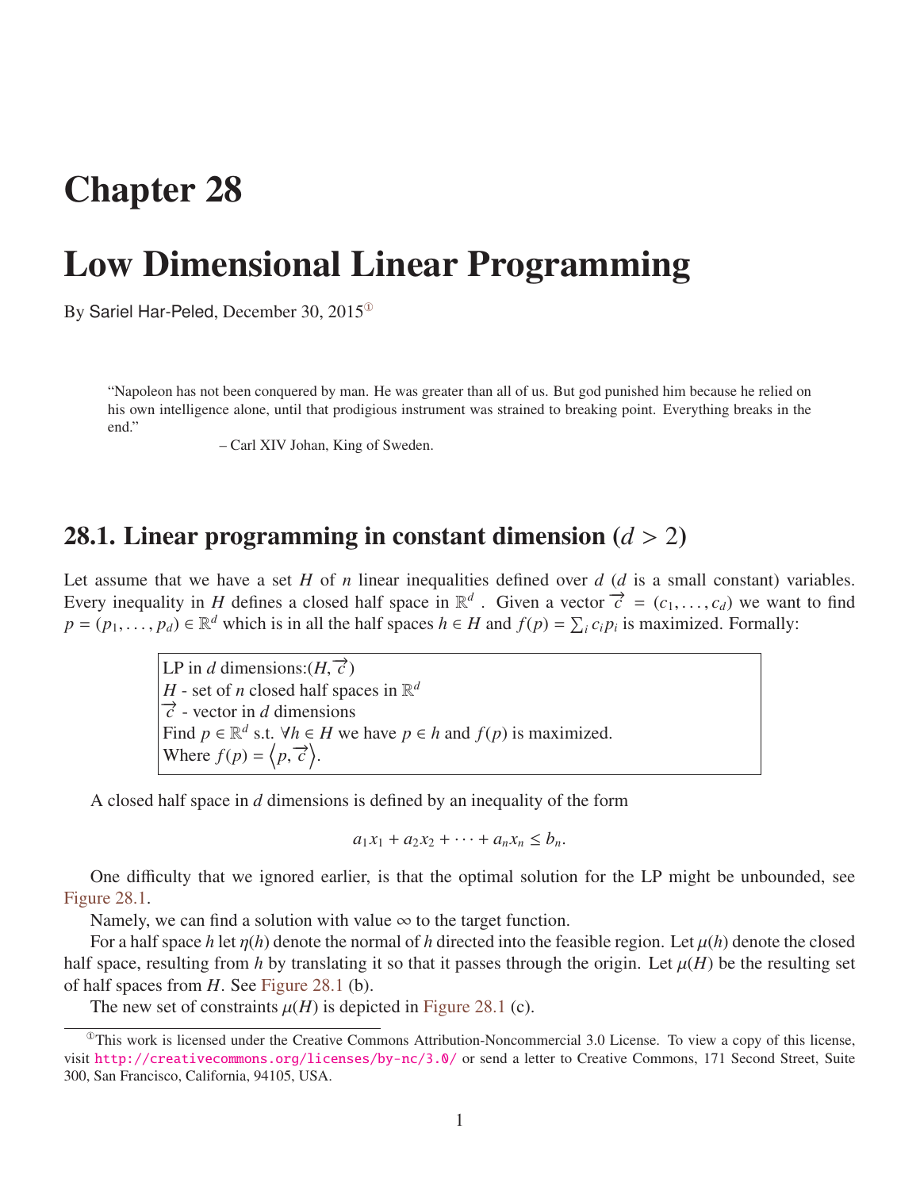# Chapter 28

# Low Dimensional Linear Programming

By Sariel Har-Peled, December 30, 2015[①]

> "Napoleon has not been conquered by man. He was greater than all of us. But god punished him because he relied on his own intelligence alone, until that prodigious instrument was strained to breaking point. Everything breaks in the end."
>
> – Carl XIV Johan, King of Sweden.

## 28.1. Linear programming in constant dimension ($d > 2$)

Let assume that we have a set $H$ of $n$ linear inequalities defined over $d$ ($d$ is a small constant) variables. Every inequality in $H$ defines a closed half space in $\mathbb{R}^d$. Given a vector $\overrightarrow{c} = (c_1, \ldots, c_d)$ we want to find $p = (p_1, \ldots, p_d) \in \mathbb{R}^d$ which is in all the half spaces $h \in H$ and $f(p) = \sum_i c_i p_i$ is maximized. Formally:

> LP in $d$ dimensions:$(H, \overrightarrow{c})$
> $H$ - set of $n$ closed half spaces in $\mathbb{R}^d$
> $\overrightarrow{c}$ - vector in $d$ dimensions
> Find $p \in \mathbb{R}^d$ s.t. $\forall h \in H$ we have $p \in h$ and $f(p)$ is maximized.
> Where $f(p) = \left\langle p, \overrightarrow{c} \right\rangle$.

A closed half space in $d$ dimensions is defined by an inequality of the form

$$a_1 x_1 + a_2 x_2 + \cdots + a_n x_n \leq b_n.$$

One difficulty that we ignored earlier, is that the optimal solution for the LP might be unbounded, see Figure 28.1.

Namely, we can find a solution with value $\infty$ to the target function.

For a half space $h$ let $\eta(h)$ denote the normal of $h$ directed into the feasible region. Let $\mu(h)$ denote the closed half space, resulting from $h$ by translating it so that it passes through the origin. Let $\mu(H)$ be the resulting set of half spaces from $H$. See Figure 28.1 (b).

The new set of constraints $\mu(H)$ is depicted in Figure 28.1 (c).

---

[①]This work is licensed under the Creative Commons Attribution-Noncommercial 3.0 License. To view a copy of this license, visit http://creativecommons.org/licenses/by-nc/3.0/ or send a letter to Creative Commons, 171 Second Street, Suite 300, San Francisco, California, 94105, USA.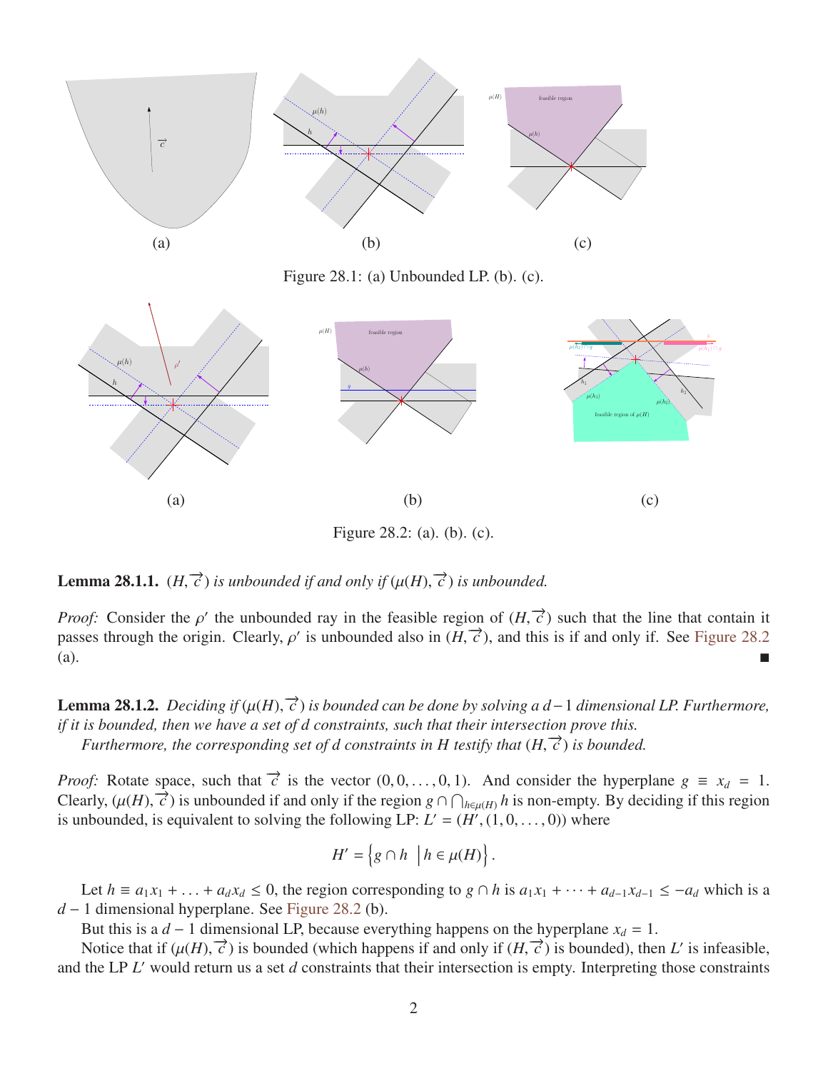Figure 28.1: (a) Unbounded LP. (b). (c).

Figure 28.2: (a). (b). (c).

**Lemma 28.1.1.** *$(H, \overrightarrow{c})$ is unbounded if and only if $(\mu(H), \overrightarrow{c})$ is unbounded.*

*Proof:* Consider the $\rho'$ the unbounded ray in the feasible region of $(H, \overrightarrow{c})$ such that the line that contain it passes through the origin. Clearly, $\rho'$ is unbounded also in $(H, \overrightarrow{c})$, and this is if and only if. See Figure 28.2 (a). ■

**Lemma 28.1.2.** *Deciding if $(\mu(H), \overrightarrow{c})$ is bounded can be done by solving a $d-1$ dimensional LP. Furthermore, if it is bounded, then we have a set of $d$ constraints, such that their intersection prove this.*

*Furthermore, the corresponding set of $d$ constraints in $H$ testify that $(H, \overrightarrow{c})$ is bounded.*

*Proof:* Rotate space, such that $\overrightarrow{c}$ is the vector $(0, 0, \ldots, 0, 1)$. And consider the hyperplane $g \equiv x_d = 1$. Clearly, $(\mu(H), \overrightarrow{c})$ is unbounded if and only if the region $g \cap \bigcap_{h \in \mu(H)} h$ is non-empty. By deciding if this region is unbounded, is equivalent to solving the following LP: $L' = (H', (1, 0, \ldots, 0))$ where

$$H' = \left\{ g \cap h \;\middle|\; h \in \mu(H) \right\}.$$

Let $h \equiv a_1 x_1 + \ldots + a_d x_d \leq 0$, the region corresponding to $g \cap h$ is $a_1 x_1 + \cdots + a_{d-1} x_{d-1} \leq -a_d$ which is a $d-1$ dimensional hyperplane. See Figure 28.2 (b).

But this is a $d-1$ dimensional LP, because everything happens on the hyperplane $x_d = 1$.

Notice that if $(\mu(H), \overrightarrow{c})$ is bounded (which happens if and only if $(H, \overrightarrow{c})$ is bounded), then $L'$ is infeasible, and the LP $L'$ would return us a set $d$ constraints that their intersection is empty. Interpreting those constraints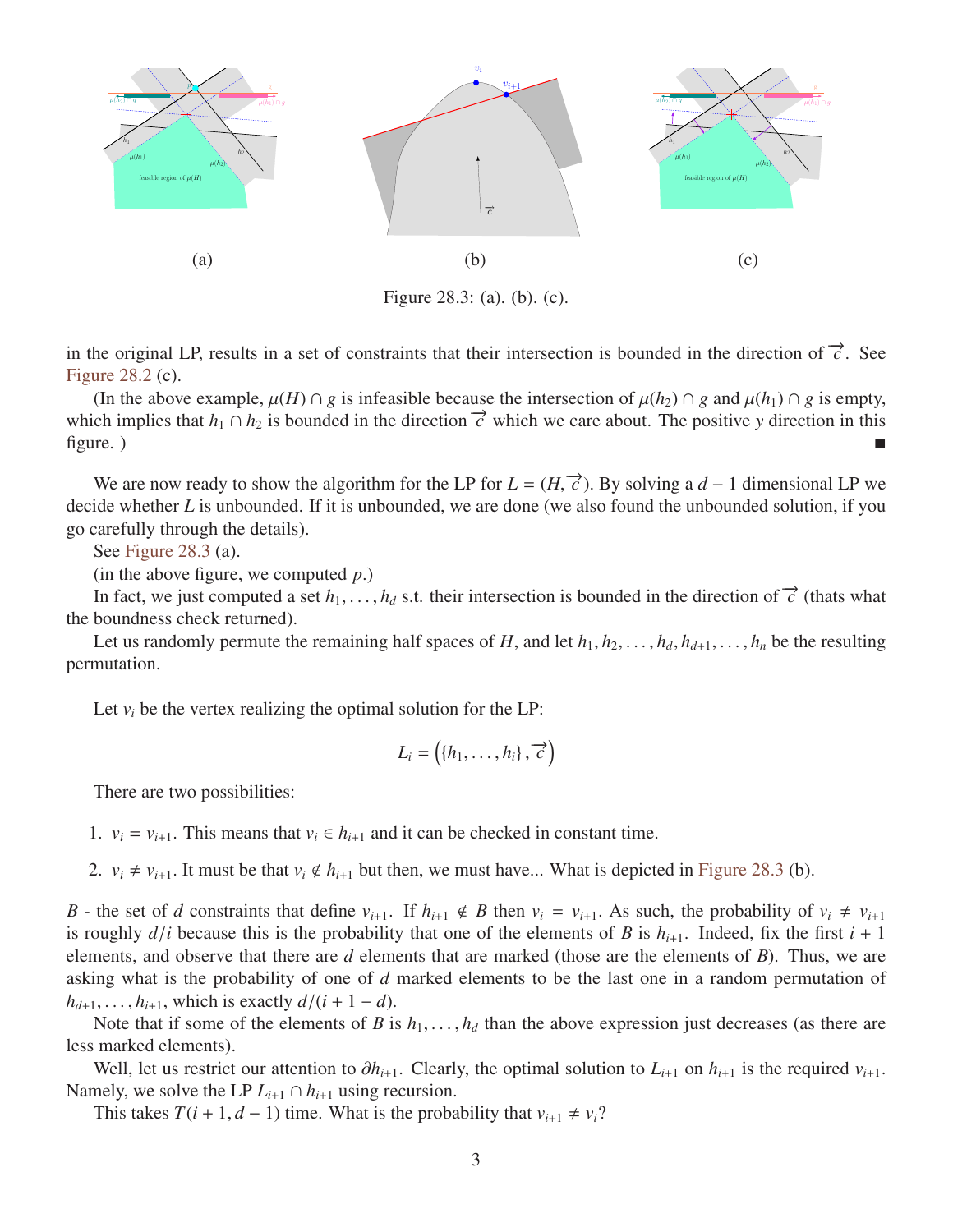(a) (b) (c)

Figure 28.3: (a). (b). (c).

in the original LP, results in a set of constraints that their intersection is bounded in the direction of $\overrightarrow{c}$. See Figure 28.2 (c).

(In the above example, $\mu(H) \cap g$ is infeasible because the intersection of $\mu(h_2) \cap g$ and $\mu(h_1) \cap g$ is empty, which implies that $h_1 \cap h_2$ is bounded in the direction $\overrightarrow{c}$ which we care about. The positive $y$ direction in this figure. ) ■

We are now ready to show the algorithm for the LP for $L = (H, \overrightarrow{c})$. By solving a $d-1$ dimensional LP we decide whether $L$ is unbounded. If it is unbounded, we are done (we also found the unbounded solution, if you go carefully through the details).

See Figure 28.3 (a).

(in the above figure, we computed $p$.)

In fact, we just computed a set $h_1, \ldots, h_d$ s.t. their intersection is bounded in the direction of $\overrightarrow{c}$ (thats what the boundness check returned).

Let us randomly permute the remaining half spaces of $H$, and let $h_1, h_2, \ldots, h_d, h_{d+1}, \ldots, h_n$ be the resulting permutation.

Let $v_i$ be the vertex realizing the optimal solution for the LP:

$$L_i = \left(\{h_1, \ldots, h_i\}, \overrightarrow{c}\right)$$

There are two possibilities:

1. $v_i = v_{i+1}$. This means that $v_i \in h_{i+1}$ and it can be checked in constant time.
2. $v_i \neq v_{i+1}$. It must be that $v_i \notin h_{i+1}$ but then, we must have... What is depicted in Figure 28.3 (b).

$B$ - the set of $d$ constraints that define $v_{i+1}$. If $h_{i+1} \notin B$ then $v_i = v_{i+1}$. As such, the probability of $v_i \neq v_{i+1}$ is roughly $d/i$ because this is the probability that one of the elements of $B$ is $h_{i+1}$. Indeed, fix the first $i+1$ elements, and observe that there are $d$ elements that are marked (those are the elements of $B$). Thus, we are asking what is the probability of one of $d$ marked elements to be the last one in a random permutation of $h_{d+1}, \ldots, h_{i+1}$, which is exactly $d/(i+1-d)$.

Note that if some of the elements of $B$ is $h_1, \ldots, h_d$ than the above expression just decreases (as there are less marked elements).

Well, let us restrict our attention to $\partial h_{i+1}$. Clearly, the optimal solution to $L_{i+1}$ on $h_{i+1}$ is the required $v_{i+1}$. Namely, we solve the LP $L_{i+1} \cap h_{i+1}$ using recursion.

This takes $T(i+1, d-1)$ time. What is the probability that $v_{i+1} \neq v_i$?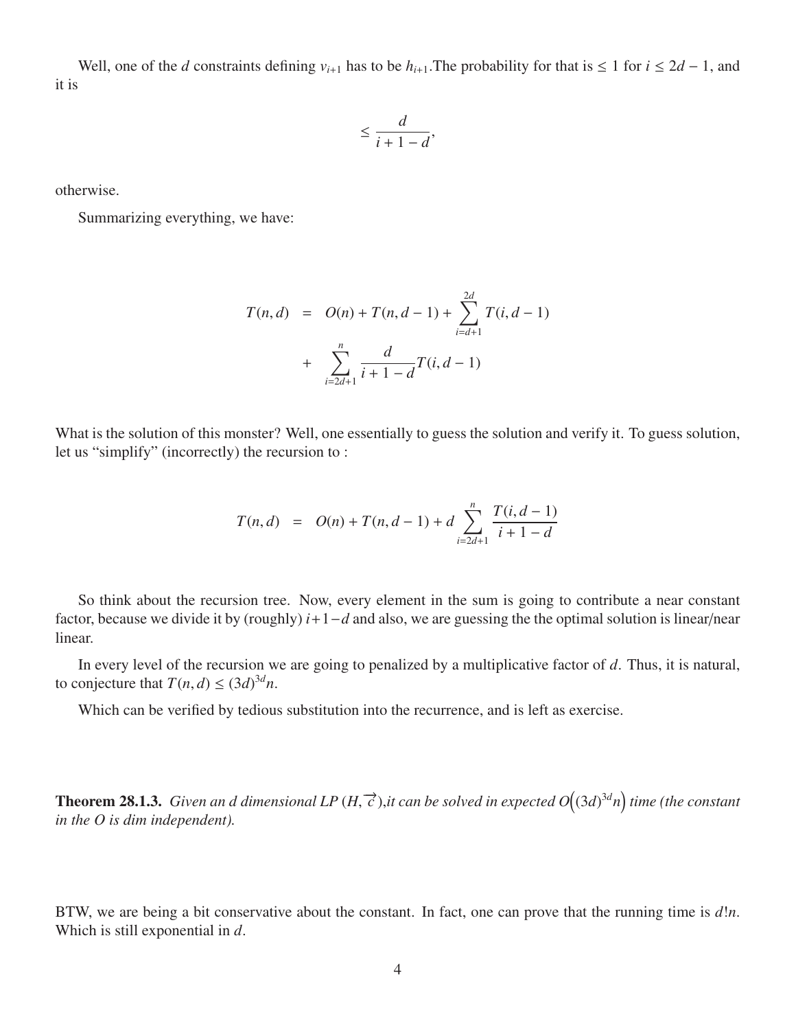Well, one of the $d$ constraints defining $v_{i+1}$ has to be $h_{i+1}$.The probability for that is $\leq 1$ for $i \leq 2d - 1$, and it is

$$\leq \frac{d}{i + 1 - d},$$

otherwise.

Summarizing everything, we have:

$$\begin{aligned} T(n, d) &= O(n) + T(n, d-1) + \sum_{i=d+1}^{2d} T(i, d-1) \\ &+ \sum_{i=2d+1}^{n} \frac{d}{i+1-d} T(i, d-1) \end{aligned}$$

What is the solution of this monster? Well, one essentially to guess the solution and verify it. To guess solution, let us "simplify" (incorrectly) the recursion to :

$$T(n, d) = O(n) + T(n, d-1) + d \sum_{i=2d+1}^{n} \frac{T(i, d-1)}{i+1-d}$$

So think about the recursion tree. Now, every element in the sum is going to contribute a near constant factor, because we divide it by (roughly) $i+1-d$ and also, we are guessing the the optimal solution is linear/near linear.

In every level of the recursion we are going to penalized by a multiplicative factor of $d$. Thus, it is natural, to conjecture that $T(n, d) \leq (3d)^{3d} n$.

Which can be verified by tedious substitution into the recurrence, and is left as exercise.

**Theorem 28.1.3.** *Given an d dimensional LP* $(H, \vec{c})$,*it can be solved in expected* $O\left((3d)^{3d} n\right)$ *time (the constant in the O is dim independent).*

BTW, we are being a bit conservative about the constant. In fact, one can prove that the running time is $d!n$. Which is still exponential in $d$.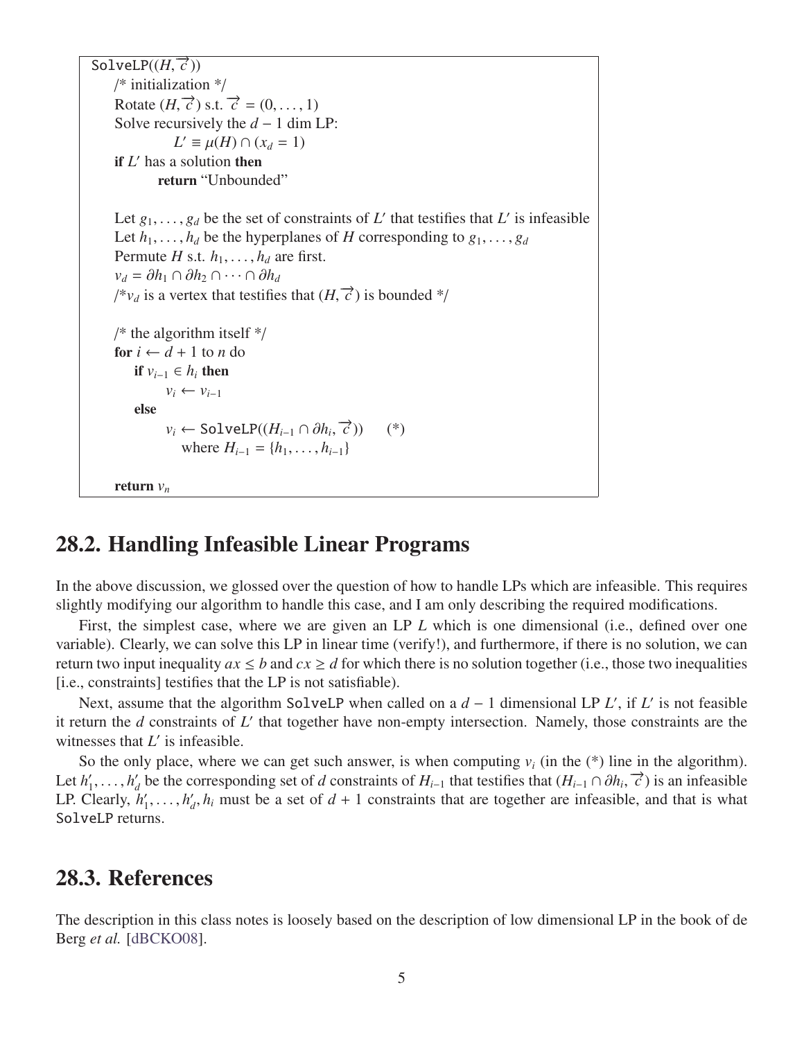```
SolveLP((H, c⃗))
    /* initialization */
    Rotate (H, c⃗) s.t. c⃗ = (0, ..., 1)
    Solve recursively the d − 1 dim LP:
            L′ ≡ μ(H) ∩ (x_d = 1)
    if L′ has a solution then
            return "Unbounded"

    Let g_1, ..., g_d be the set of constraints of L′ that testifies that L′ is infeasible
    Let h_1, ..., h_d be the hyperplanes of H corresponding to g_1, ..., g_d
    Permute H s.t. h_1, ..., h_d are first.
    v_d = ∂h_1 ∩ ∂h_2 ∩ ··· ∩ ∂h_d
    /*v_d is a vertex that testifies that (H, c⃗) is bounded */

    /* the algorithm itself */
    for i ← d + 1 to n do
        if v_{i−1} ∈ h_i then
            v_i ← v_{i−1}
        else
            v_i ← SolveLP((H_{i−1} ∩ ∂h_i, c⃗))      (*)
                where H_{i−1} = {h_1, ..., h_{i−1}}

    return v_n
```

## 28.2. Handling Infeasible Linear Programs

In the above discussion, we glossed over the question of how to handle LPs which are infeasible. This requires slightly modifying our algorithm to handle this case, and I am only describing the required modifications.

First, the simplest case, where we are given an LP $L$ which is one dimensional (i.e., defined over one variable). Clearly, we can solve this LP in linear time (verify!), and furthermore, if there is no solution, we can return two input inequality $ax \leq b$ and $cx \geq d$ for which there is no solution together (i.e., those two inequalities [i.e., constraints] testifies that the LP is not satisfiable).

Next, assume that the algorithm SolveLP when called on a $d-1$ dimensional LP $L'$, if $L'$ is not feasible it return the $d$ constraints of $L'$ that together have non-empty intersection. Namely, those constraints are the witnesses that $L'$ is infeasible.

So the only place, where we can get such answer, is when computing $v_i$ (in the (*) line in the algorithm). Let $h'_1, \ldots, h'_d$ be the corresponding set of $d$ constraints of $H_{i-1}$ that testifies that $(H_{i-1} \cap \partial h_i, \overrightarrow{c})$ is an infeasible LP. Clearly, $h'_1, \ldots, h'_d, h_i$ must be a set of $d+1$ constraints that are together are infeasible, and that is what SolveLP returns.

## 28.3. References

The description in this class notes is loosely based on the description of low dimensional LP in the book of de Berg *et al.* [dBCKO08].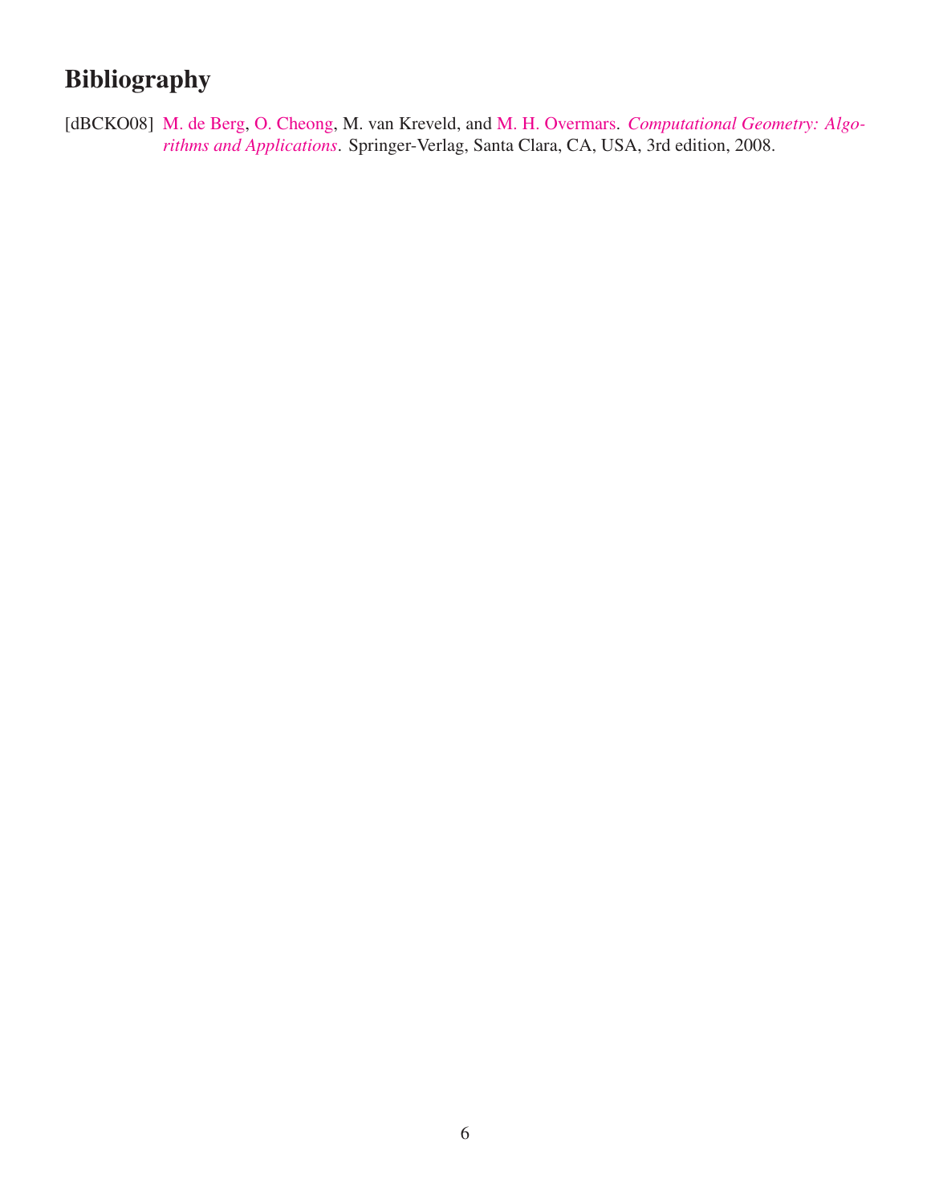# Bibliography

[dBCKO08] M. de Berg, O. Cheong, M. van Kreveld, and M. H. Overmars. *Computational Geometry: Algorithms and Applications*. Springer-Verlag, Santa Clara, CA, USA, 3rd edition, 2008.